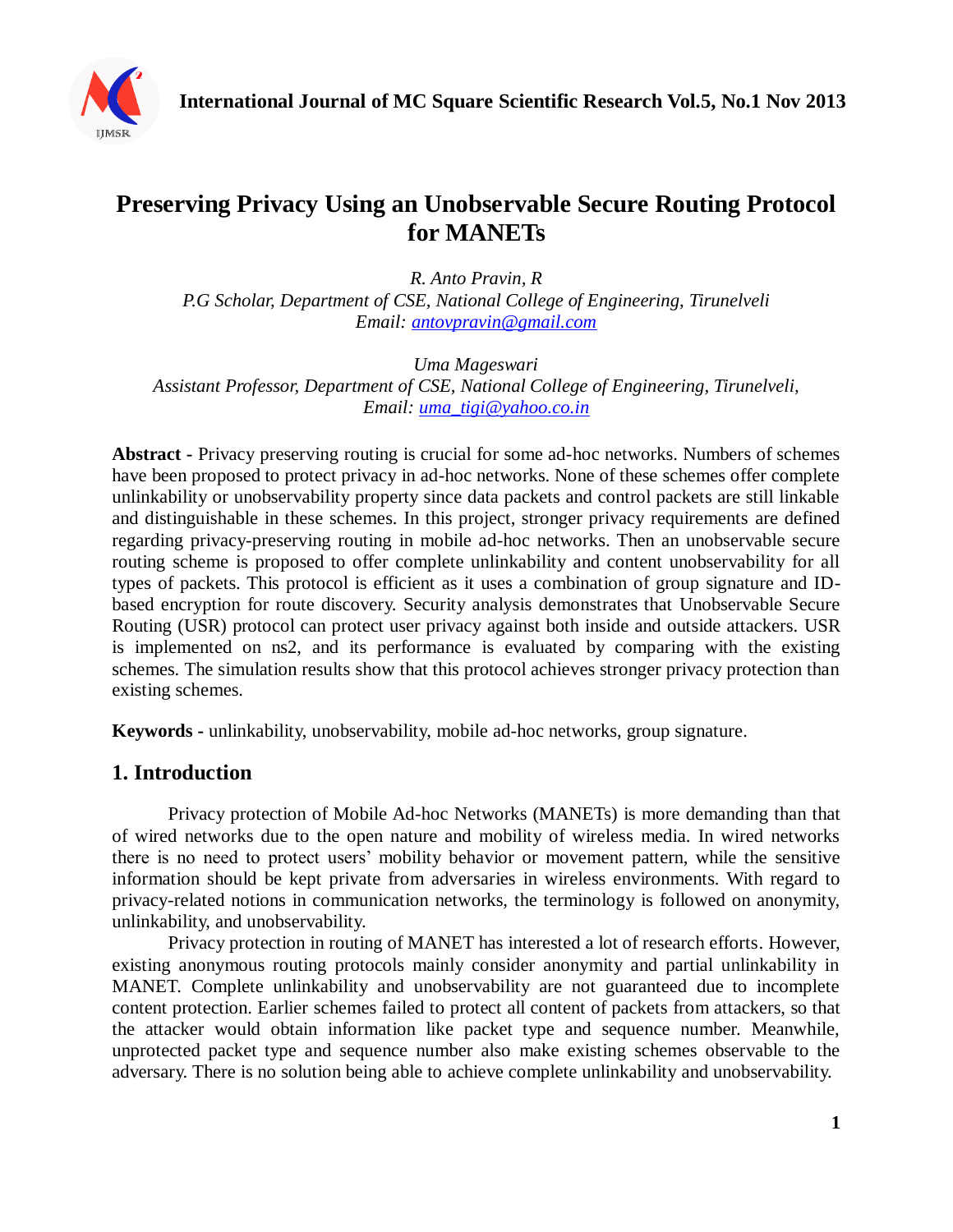# Preserving Privacy Using an Unobservable Secure Routing Protocol for MANETs

*R. Anto Pravin, R*
*P.G Scholar, Department of CSE, National College of Engineering, Tirunelveli*
*Email: antovpravin@gmail.com*

*Uma Mageswari*
*Assistant Professor, Department of CSE, National College of Engineering, Tirunelveli,*
*Email: uma_tigi@yahoo.co.in*

**Abstract -** Privacy preserving routing is crucial for some ad-hoc networks. Numbers of schemes have been proposed to protect privacy in ad-hoc networks. None of these schemes offer complete unlinkability or unobservability property since data packets and control packets are still linkable and distinguishable in these schemes. In this project, stronger privacy requirements are defined regarding privacy-preserving routing in mobile ad-hoc networks. Then an unobservable secure routing scheme is proposed to offer complete unlinkability and content unobservability for all types of packets. This protocol is efficient as it uses a combination of group signature and ID-based encryption for route discovery. Security analysis demonstrates that Unobservable Secure Routing (USR) protocol can protect user privacy against both inside and outside attackers. USR is implemented on ns2, and its performance is evaluated by comparing with the existing schemes. The simulation results show that this protocol achieves stronger privacy protection than existing schemes.

**Keywords -** unlinkability, unobservability, mobile ad-hoc networks, group signature.

## 1. Introduction

Privacy protection of Mobile Ad-hoc Networks (MANETs) is more demanding than that of wired networks due to the open nature and mobility of wireless media. In wired networks there is no need to protect users' mobility behavior or movement pattern, while the sensitive information should be kept private from adversaries in wireless environments. With regard to privacy-related notions in communication networks, the terminology is followed on anonymity, unlinkability, and unobservability.

Privacy protection in routing of MANET has interested a lot of research efforts. However, existing anonymous routing protocols mainly consider anonymity and partial unlinkability in MANET. Complete unlinkability and unobservability are not guaranteed due to incomplete content protection. Earlier schemes failed to protect all content of packets from attackers, so that the attacker would obtain information like packet type and sequence number. Meanwhile, unprotected packet type and sequence number also make existing schemes observable to the adversary. There is no solution being able to achieve complete unlinkability and unobservability.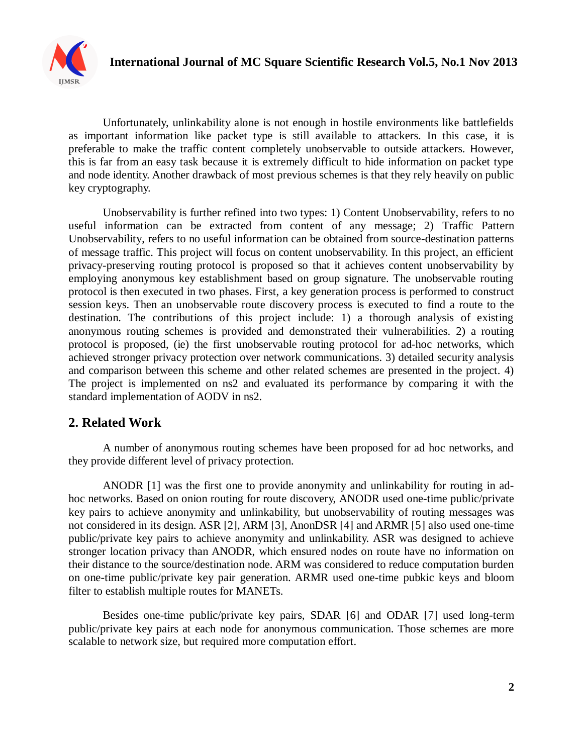Unfortunately, unlinkability alone is not enough in hostile environments like battlefields as important information like packet type is still available to attackers. In this case, it is preferable to make the traffic content completely unobservable to outside attackers. However, this is far from an easy task because it is extremely difficult to hide information on packet type and node identity. Another drawback of most previous schemes is that they rely heavily on public key cryptography.

Unobservability is further refined into two types: 1) Content Unobservability, refers to no useful information can be extracted from content of any message; 2) Traffic Pattern Unobservability, refers to no useful information can be obtained from source-destination patterns of message traffic. This project will focus on content unobservability. In this project, an efficient privacy-preserving routing protocol is proposed so that it achieves content unobservability by employing anonymous key establishment based on group signature. The unobservable routing protocol is then executed in two phases. First, a key generation process is performed to construct session keys. Then an unobservable route discovery process is executed to find a route to the destination. The contributions of this project include: 1) a thorough analysis of existing anonymous routing schemes is provided and demonstrated their vulnerabilities. 2) a routing protocol is proposed, (ie) the first unobservable routing protocol for ad-hoc networks, which achieved stronger privacy protection over network communications. 3) detailed security analysis and comparison between this scheme and other related schemes are presented in the project. 4) The project is implemented on ns2 and evaluated its performance by comparing it with the standard implementation of AODV in ns2.

## 2. Related Work

A number of anonymous routing schemes have been proposed for ad hoc networks, and they provide different level of privacy protection.

ANODR [1] was the first one to provide anonymity and unlinkability for routing in ad-hoc networks. Based on onion routing for route discovery, ANODR used one-time public/private key pairs to achieve anonymity and unlinkability, but unobservability of routing messages was not considered in its design. ASR [2], ARM [3], AnonDSR [4] and ARMR [5] also used one-time public/private key pairs to achieve anonymity and unlinkability. ASR was designed to achieve stronger location privacy than ANODR, which ensured nodes on route have no information on their distance to the source/destination node. ARM was considered to reduce computation burden on one-time public/private key pair generation. ARMR used one-time pubkic keys and bloom filter to establish multiple routes for MANETs.

Besides one-time public/private key pairs, SDAR [6] and ODAR [7] used long-term public/private key pairs at each node for anonymous communication. Those schemes are more scalable to network size, but required more computation effort.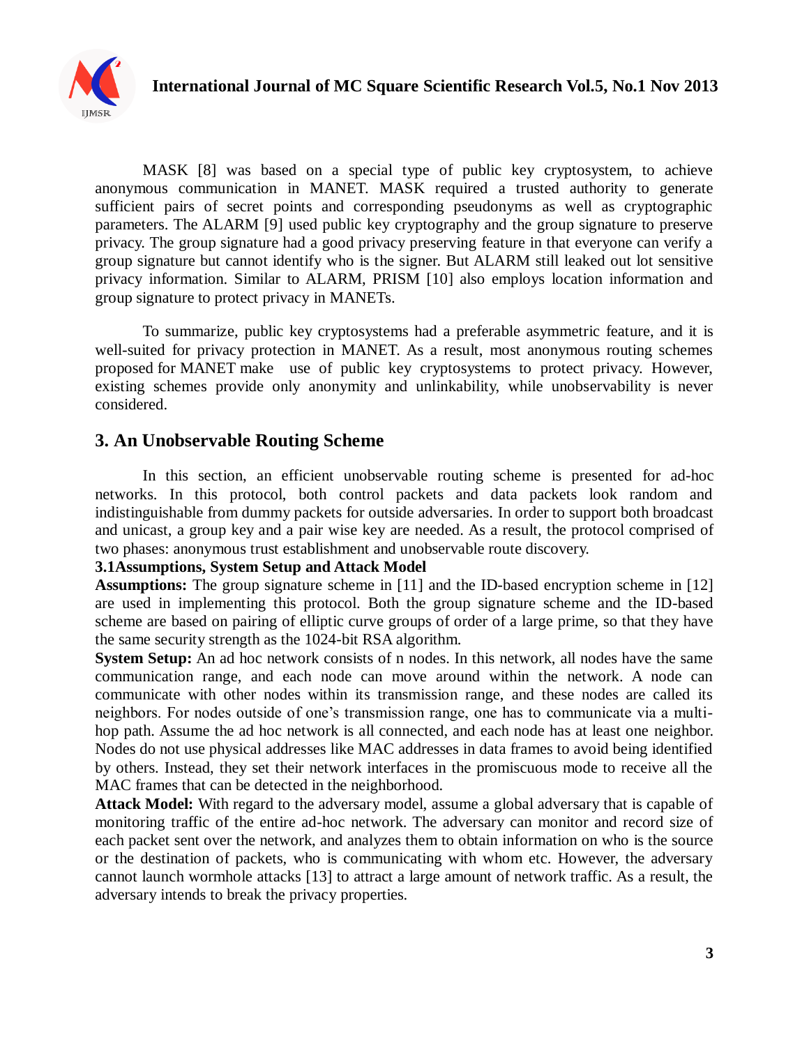MASK [8] was based on a special type of public key cryptosystem, to achieve anonymous communication in MANET. MASK required a trusted authority to generate sufficient pairs of secret points and corresponding pseudonyms as well as cryptographic parameters. The ALARM [9] used public key cryptography and the group signature to preserve privacy. The group signature had a good privacy preserving feature in that everyone can verify a group signature but cannot identify who is the signer. But ALARM still leaked out lot sensitive privacy information. Similar to ALARM, PRISM [10] also employs location information and group signature to protect privacy in MANETs.

To summarize, public key cryptosystems had a preferable asymmetric feature, and it is well-suited for privacy protection in MANET. As a result, most anonymous routing schemes proposed for MANET make use of public key cryptosystems to protect privacy. However, existing schemes provide only anonymity and unlinkability, while unobservability is never considered.

## 3. An Unobservable Routing Scheme

In this section, an efficient unobservable routing scheme is presented for ad-hoc networks. In this protocol, both control packets and data packets look random and indistinguishable from dummy packets for outside adversaries. In order to support both broadcast and unicast, a group key and a pair wise key are needed. As a result, the protocol comprised of two phases: anonymous trust establishment and unobservable route discovery.

### 3.1Assumptions, System Setup and Attack Model

**Assumptions:** The group signature scheme in [11] and the ID-based encryption scheme in [12] are used in implementing this protocol. Both the group signature scheme and the ID-based scheme are based on pairing of elliptic curve groups of order of a large prime, so that they have the same security strength as the 1024-bit RSA algorithm.

**System Setup:** An ad hoc network consists of n nodes. In this network, all nodes have the same communication range, and each node can move around within the network. A node can communicate with other nodes within its transmission range, and these nodes are called its neighbors. For nodes outside of one's transmission range, one has to communicate via a multi-hop path. Assume the ad hoc network is all connected, and each node has at least one neighbor. Nodes do not use physical addresses like MAC addresses in data frames to avoid being identified by others. Instead, they set their network interfaces in the promiscuous mode to receive all the MAC frames that can be detected in the neighborhood.

**Attack Model:** With regard to the adversary model, assume a global adversary that is capable of monitoring traffic of the entire ad-hoc network. The adversary can monitor and record size of each packet sent over the network, and analyzes them to obtain information on who is the source or the destination of packets, who is communicating with whom etc. However, the adversary cannot launch wormhole attacks [13] to attract a large amount of network traffic. As a result, the adversary intends to break the privacy properties.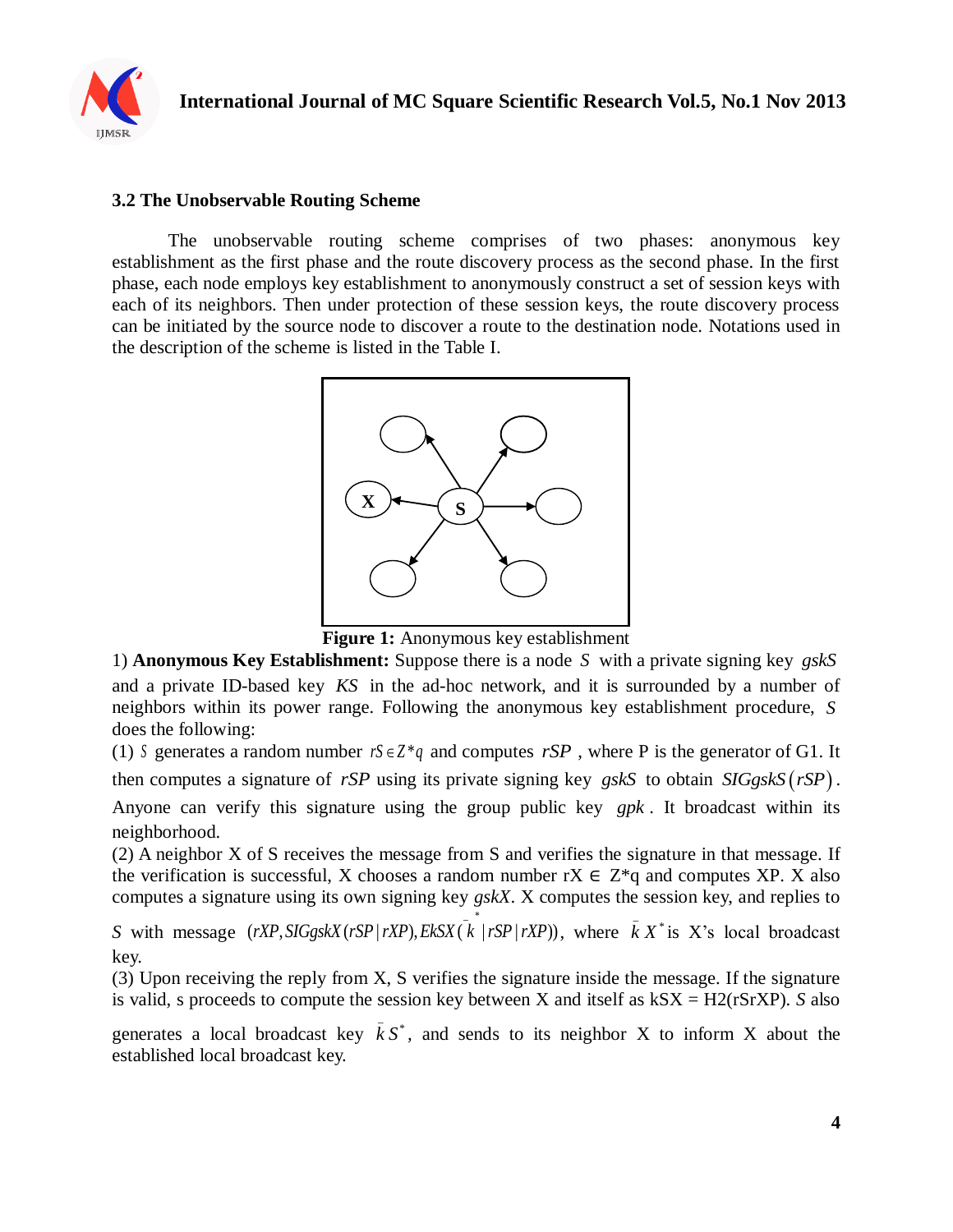### 3.2 The Unobservable Routing Scheme

The unobservable routing scheme comprises of two phases: anonymous key establishment as the first phase and the route discovery process as the second phase. In the first phase, each node employs key establishment to anonymously construct a set of session keys with each of its neighbors. Then under protection of these session keys, the route discovery process can be initiated by the source node to discover a route to the destination node. Notations used in the description of the scheme is listed in the Table I.

**Figure 1:** Anonymous key establishment

1) **Anonymous Key Establishment:** Suppose there is a node $S$ with a private signing key $gskS$ and a private ID-based key $KS$ in the ad-hoc network, and it is surrounded by a number of neighbors within its power range. Following the anonymous key establishment procedure, $S$ does the following:

(1) $S$ generates a random number $rS \in Z^*q$ and computes $rSP$ , where P is the generator of G1. It then computes a signature of $rSP$ using its private signing key $gskS$ to obtain $SIGgskS(rSP)$. Anyone can verify this signature using the group public key $gpk$. It broadcast within its neighborhood.

(2) A neighbor X of S receives the message from S and verifies the signature in that message. If the verification is successful, X chooses a random number rX ∈ Z*q and computes XP. X also computes a signature using its own signing key *gskX*. X computes the session key, and replies to $S$ with message $(rXP, SIGgskX(rSP|rXP), EkSX(\bar{k}^{*}|rSP|rXP))$, where $\bar{k}X^{*}$ is X's local broadcast key.

(3) Upon receiving the reply from X, S verifies the signature inside the message. If the signature is valid, s proceeds to compute the session key between X and itself as kSX = H2(rSrXP). *S* also generates a local broadcast key $\bar{k}S^{*}$, and sends to its neighbor X to inform X about the established local broadcast key.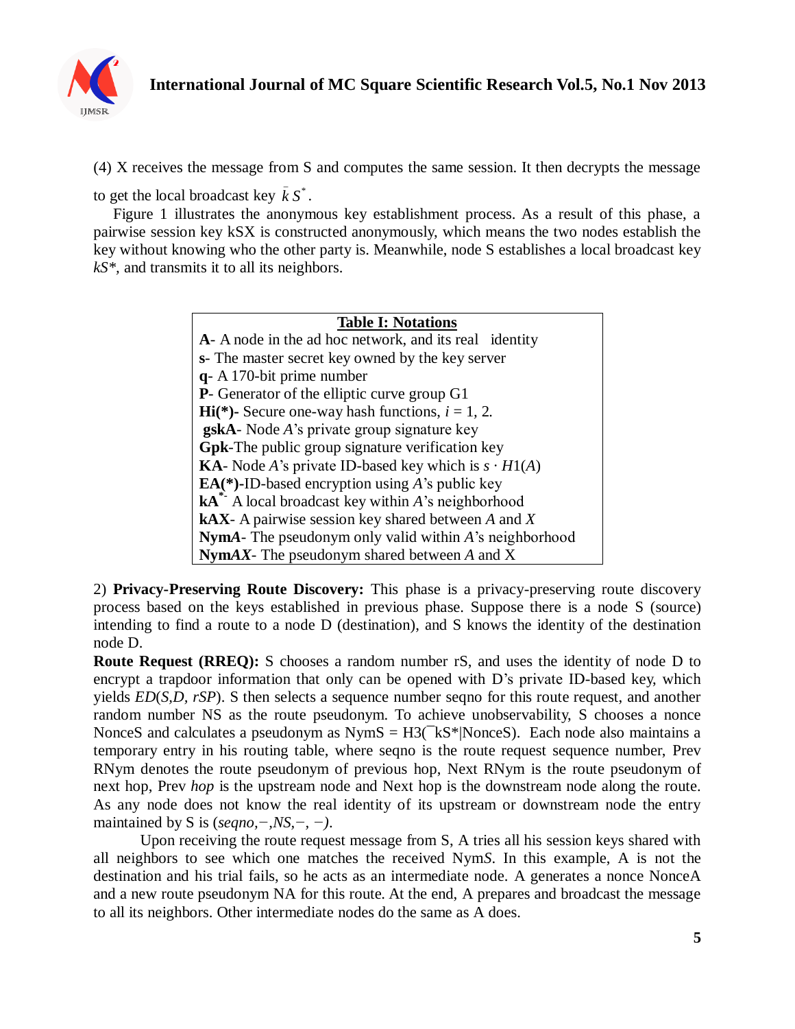(4) X receives the message from S and computes the same session. It then decrypts the message to get the local broadcast key $\bar{k}S^*$.

Figure 1 illustrates the anonymous key establishment process. As a result of this phase, a pairwise session key kSX is constructed anonymously, which means the two nodes establish the key without knowing who the other party is. Meanwhile, node S establishes a local broadcast key *kS\**, and transmits it to all its neighbors.

| **Table I: Notations** |
|---|
| **A**- A node in the ad hoc network, and its real identity |
| **s**- The master secret key owned by the key server |
| **q**- A 170-bit prime number |
| **P**- Generator of the elliptic curve group G1 |
| **Hi(\*)**- Secure one-way hash functions, $i = 1, 2$. |
| **gskA**- Node *A*'s private group signature key |
| **Gpk**-The public group signature verification key |
| **KA**- Node *A*'s private ID-based key which is $s \cdot H1(A)$ |
| **EA(\*)**-ID-based encryption using *A*'s public key |
| **kA**$^{*}$- A local broadcast key within *A*'s neighborhood |
| **kAX**- A pairwise session key shared between *A* and *X* |
| **Nym*A***- The pseudonym only valid within *A*'s neighborhood |
| **Nym*AX***- The pseudonym shared between *A* and X |

2) **Privacy-Preserving Route Discovery:** This phase is a privacy-preserving route discovery process based on the keys established in previous phase. Suppose there is a node S (source) intending to find a route to a node D (destination), and S knows the identity of the destination node D.

**Route Request (RREQ):** S chooses a random number rS, and uses the identity of node D to encrypt a trapdoor information that only can be opened with D's private ID-based key, which yields *ED*(*S*,*D*, *rSP*). S then selects a sequence number seqno for this route request, and another random number NS as the route pseudonym. To achieve unobservability, S chooses a nonce NonceS and calculates a pseudonym as NymS = H3(¯kS\*|NonceS). Each node also maintains a temporary entry in his routing table, where seqno is the route request sequence number, Prev RNym denotes the route pseudonym of previous hop, Next RNym is the route pseudonym of next hop, Prev *hop* is the upstream node and Next hop is the downstream node along the route. As any node does not know the real identity of its upstream or downstream node the entry maintained by S is (*seqno*,−,*NS*,−, −).

Upon receiving the route request message from S, A tries all his session keys shared with all neighbors to see which one matches the received Nym*S*. In this example, A is not the destination and his trial fails, so he acts as an intermediate node. A generates a nonce NonceA and a new route pseudonym NA for this route. At the end, A prepares and broadcast the message to all its neighbors. Other intermediate nodes do the same as A does.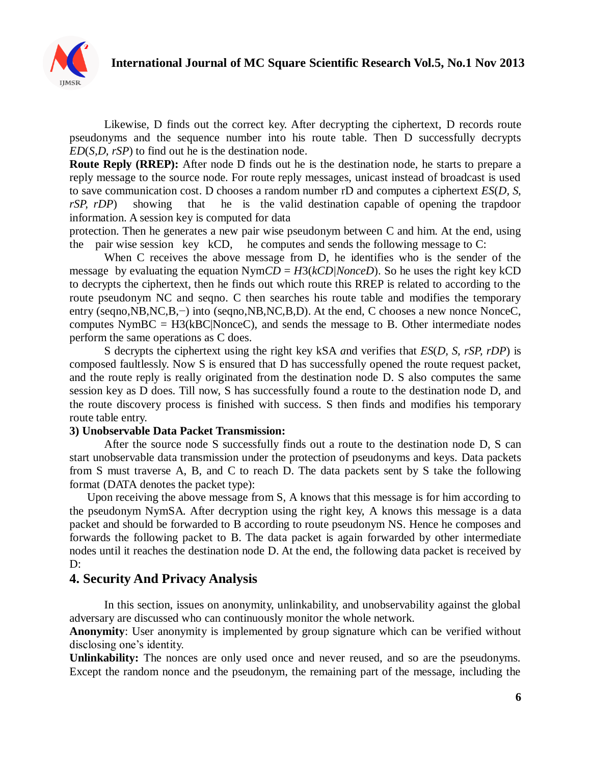Likewise, D finds out the correct key. After decrypting the ciphertext, D records route pseudonyms and the sequence number into his route table. Then D successfully decrypts $ED(S,D, rSP)$ to find out he is the destination node.

**Route Reply (RREP):** After node D finds out he is the destination node, he starts to prepare a reply message to the source node. For route reply messages, unicast instead of broadcast is used to save communication cost. D chooses a random number rD and computes a ciphertext $ES(D, S, rSP, rDP)$ showing that he is the valid destination capable of opening the trapdoor information. A session key is computed for data

protection. Then he generates a new pair wise pseudonym between C and him. At the end, using the pair wise session key kCD, he computes and sends the following message to C:

When C receives the above message from D, he identifies who is the sender of the message by evaluating the equation $NymCD = H3(kCD|NonceD)$. So he uses the right key kCD to decrypts the ciphertext, then he finds out which route this RREP is related to according to the route pseudonym NC and seqno. C then searches his route table and modifies the temporary entry (seqno,NB,NC,B,−) into (seqno,NB,NC,B,D). At the end, C chooses a new nonce NonceC, computes NymBC = H3(kBC|NonceC), and sends the message to B. Other intermediate nodes perform the same operations as C does.

S decrypts the ciphertext using the right key kSA *a*nd verifies that $ES(D, S, rSP, rDP)$ is composed faultlessly. Now S is ensured that D has successfully opened the route request packet, and the route reply is really originated from the destination node D. S also computes the same session key as D does. Till now, S has successfully found a route to the destination node D, and the route discovery process is finished with success. S then finds and modifies his temporary route table entry.

**3) Unobservable Data Packet Transmission:**

After the source node S successfully finds out a route to the destination node D, S can start unobservable data transmission under the protection of pseudonyms and keys. Data packets from S must traverse A, B, and C to reach D. The data packets sent by S take the following format (DATA denotes the packet type):

Upon receiving the above message from S, A knows that this message is for him according to the pseudonym NymSA. After decryption using the right key, A knows this message is a data packet and should be forwarded to B according to route pseudonym NS. Hence he composes and forwards the following packet to B. The data packet is again forwarded by other intermediate nodes until it reaches the destination node D. At the end, the following data packet is received by D:

## 4. Security And Privacy Analysis

In this section, issues on anonymity, unlinkability, and unobservability against the global adversary are discussed who can continuously monitor the whole network.

**Anonymity**: User anonymity is implemented by group signature which can be verified without disclosing one's identity.

**Unlinkability:** The nonces are only used once and never reused, and so are the pseudonyms. Except the random nonce and the pseudonym, the remaining part of the message, including the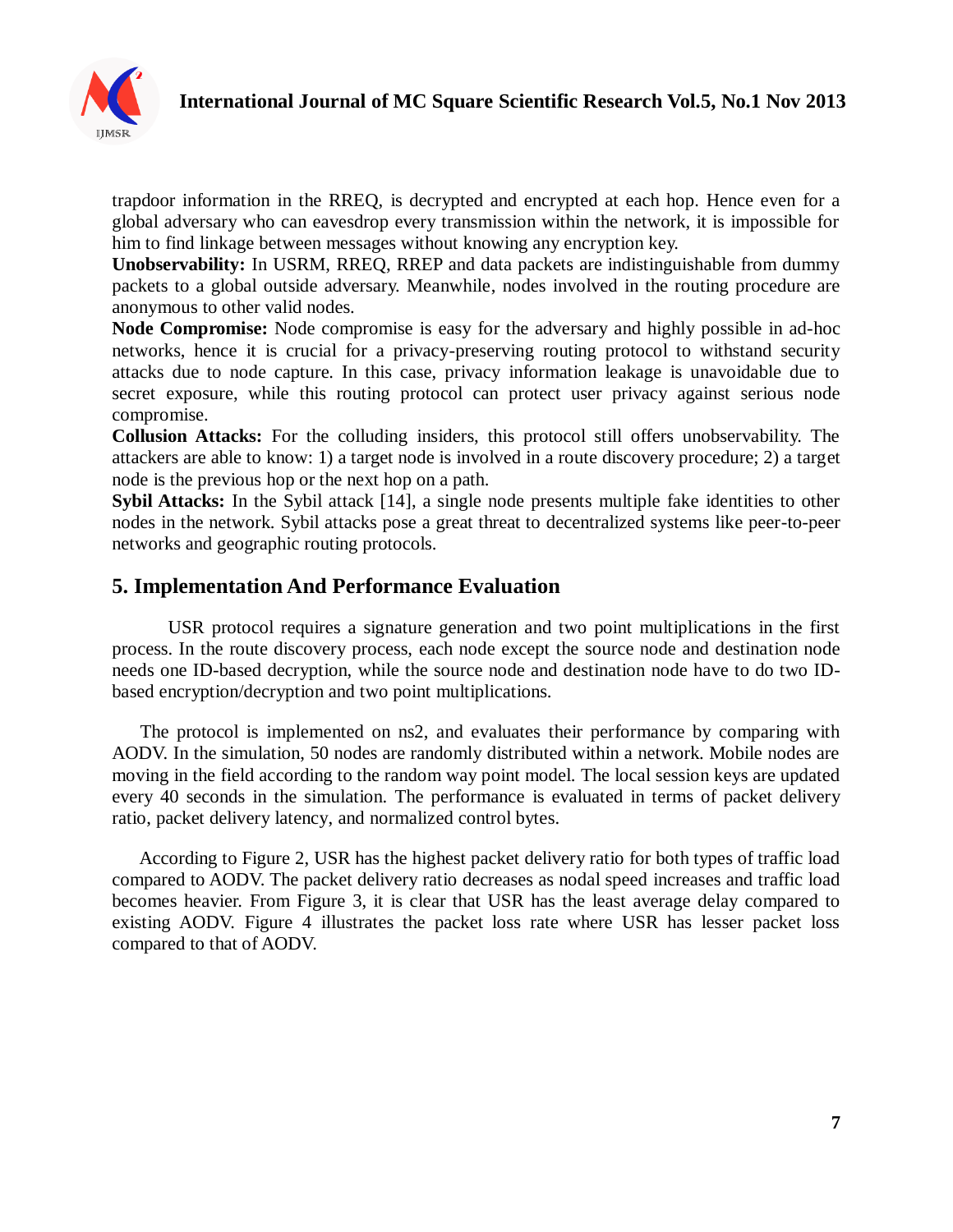trapdoor information in the RREQ, is decrypted and encrypted at each hop. Hence even for a global adversary who can eavesdrop every transmission within the network, it is impossible for him to find linkage between messages without knowing any encryption key.

**Unobservability:** In USRM, RREQ, RREP and data packets are indistinguishable from dummy packets to a global outside adversary. Meanwhile, nodes involved in the routing procedure are anonymous to other valid nodes.

**Node Compromise:** Node compromise is easy for the adversary and highly possible in ad-hoc networks, hence it is crucial for a privacy-preserving routing protocol to withstand security attacks due to node capture. In this case, privacy information leakage is unavoidable due to secret exposure, while this routing protocol can protect user privacy against serious node compromise.

**Collusion Attacks:** For the colluding insiders, this protocol still offers unobservability. The attackers are able to know: 1) a target node is involved in a route discovery procedure; 2) a target node is the previous hop or the next hop on a path.

**Sybil Attacks:** In the Sybil attack [14], a single node presents multiple fake identities to other nodes in the network. Sybil attacks pose a great threat to decentralized systems like peer-to-peer networks and geographic routing protocols.

## 5. Implementation And Performance Evaluation

USR protocol requires a signature generation and two point multiplications in the first process. In the route discovery process, each node except the source node and destination node needs one ID-based decryption, while the source node and destination node have to do two ID-based encryption/decryption and two point multiplications.

The protocol is implemented on ns2, and evaluates their performance by comparing with AODV. In the simulation, 50 nodes are randomly distributed within a network. Mobile nodes are moving in the field according to the random way point model. The local session keys are updated every 40 seconds in the simulation. The performance is evaluated in terms of packet delivery ratio, packet delivery latency, and normalized control bytes.

According to Figure 2, USR has the highest packet delivery ratio for both types of traffic load compared to AODV. The packet delivery ratio decreases as nodal speed increases and traffic load becomes heavier. From Figure 3, it is clear that USR has the least average delay compared to existing AODV. Figure 4 illustrates the packet loss rate where USR has lesser packet loss compared to that of AODV.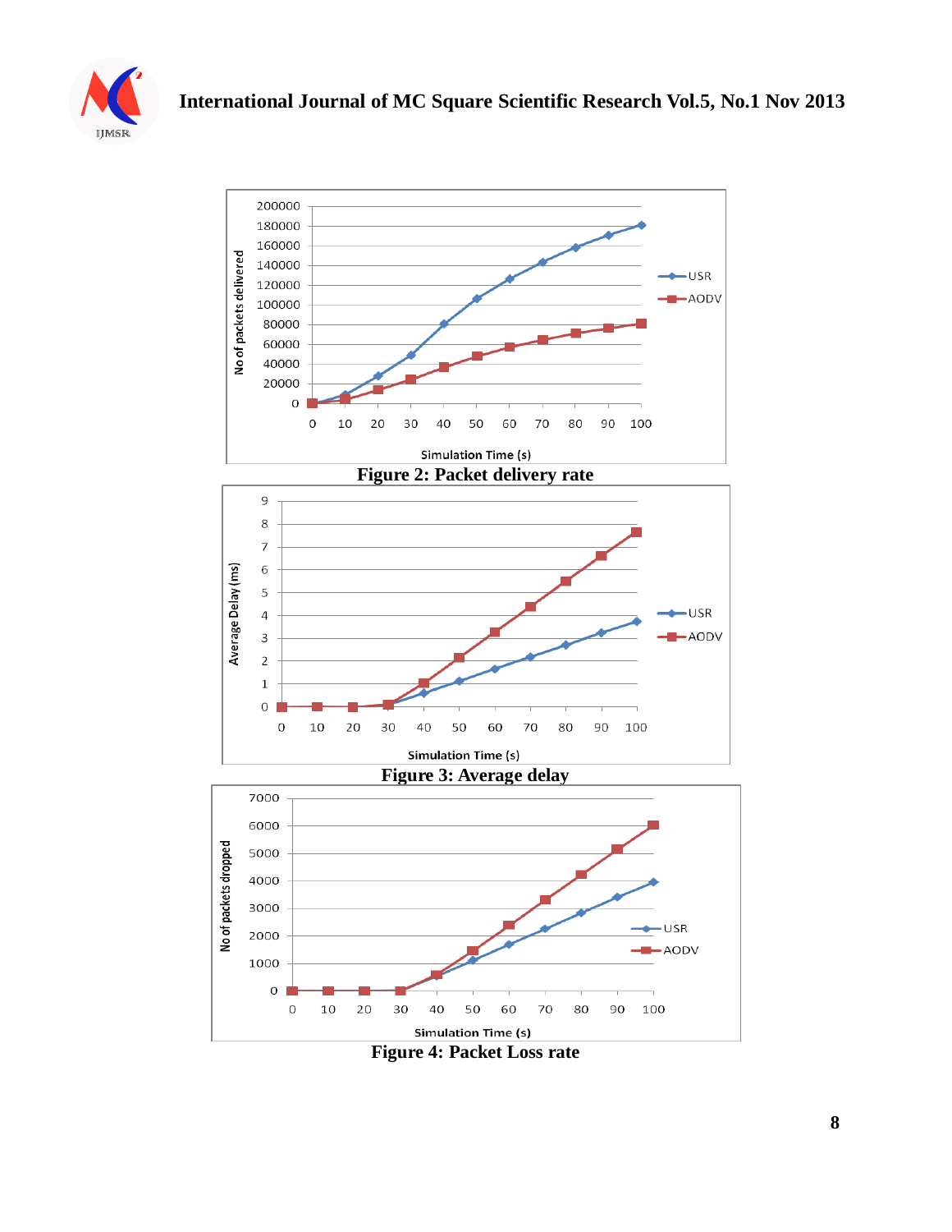Figure 2: Packet delivery rate

Figure 3: Average delay

Figure 4: Packet Loss rate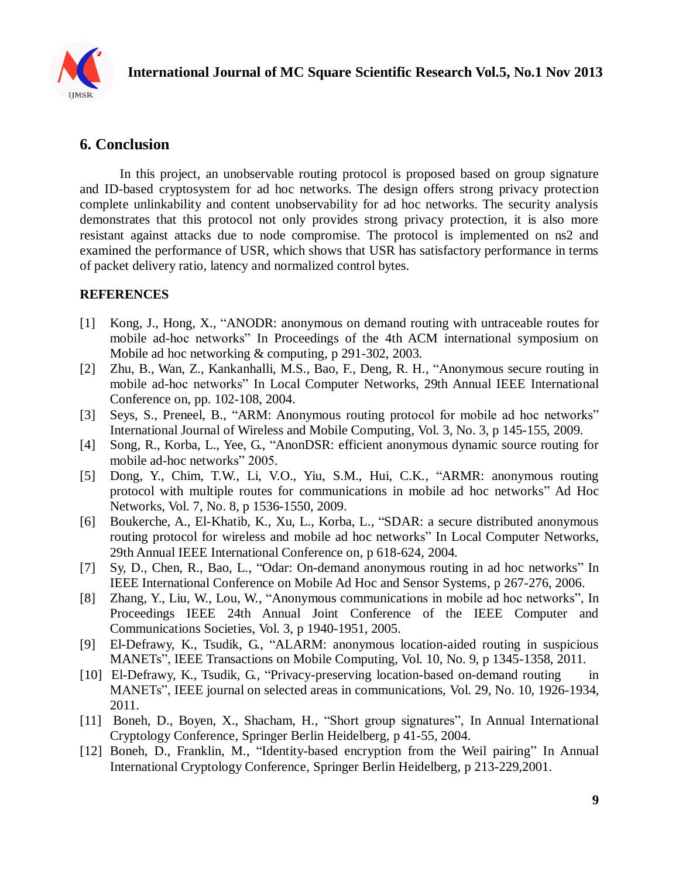## 6. Conclusion

In this project, an unobservable routing protocol is proposed based on group signature and ID-based cryptosystem for ad hoc networks. The design offers strong privacy protection complete unlinkability and content unobservability for ad hoc networks. The security analysis demonstrates that this protocol not only provides strong privacy protection, it is also more resistant against attacks due to node compromise. The protocol is implemented on ns2 and examined the performance of USR, which shows that USR has satisfactory performance in terms of packet delivery ratio, latency and normalized control bytes.

**REFERENCES**

[1] Kong, J., Hong, X., "ANODR: anonymous on demand routing with untraceable routes for mobile ad-hoc networks" In Proceedings of the 4th ACM international symposium on Mobile ad hoc networking & computing, p 291-302, 2003.

[2] Zhu, B., Wan, Z., Kankanhalli, M.S., Bao, F., Deng, R. H., "Anonymous secure routing in mobile ad-hoc networks" In Local Computer Networks, 29th Annual IEEE International Conference on, pp. 102-108, 2004.

[3] Seys, S., Preneel, B., "ARM: Anonymous routing protocol for mobile ad hoc networks" International Journal of Wireless and Mobile Computing, Vol. 3, No. 3, p 145-155, 2009.

[4] Song, R., Korba, L., Yee, G., "AnonDSR: efficient anonymous dynamic source routing for mobile ad-hoc networks" 2005.

[5] Dong, Y., Chim, T.W., Li, V.O., Yiu, S.M., Hui, C.K., "ARMR: anonymous routing protocol with multiple routes for communications in mobile ad hoc networks" Ad Hoc Networks, Vol. 7, No. 8, p 1536-1550, 2009.

[6] Boukerche, A., El-Khatib, K., Xu, L., Korba, L., "SDAR: a secure distributed anonymous routing protocol for wireless and mobile ad hoc networks" In Local Computer Networks, 29th Annual IEEE International Conference on, p 618-624, 2004.

[7] Sy, D., Chen, R., Bao, L., "Odar: On-demand anonymous routing in ad hoc networks" In IEEE International Conference on Mobile Ad Hoc and Sensor Systems, p 267-276, 2006.

[8] Zhang, Y., Liu, W., Lou, W., "Anonymous communications in mobile ad hoc networks", In Proceedings IEEE 24th Annual Joint Conference of the IEEE Computer and Communications Societies, Vol. 3, p 1940-1951, 2005.

[9] El-Defrawy, K., Tsudik, G., "ALARM: anonymous location-aided routing in suspicious MANETs", IEEE Transactions on Mobile Computing, Vol. 10, No. 9, p 1345-1358, 2011.

[10] El-Defrawy, K., Tsudik, G., "Privacy-preserving location-based on-demand routing in MANETs", IEEE journal on selected areas in communications, Vol. 29, No. 10, 1926-1934, 2011.

[11] Boneh, D., Boyen, X., Shacham, H., "Short group signatures", In Annual International Cryptology Conference, Springer Berlin Heidelberg, p 41-55, 2004.

[12] Boneh, D., Franklin, M., "Identity-based encryption from the Weil pairing" In Annual International Cryptology Conference, Springer Berlin Heidelberg, p 213-229,2001.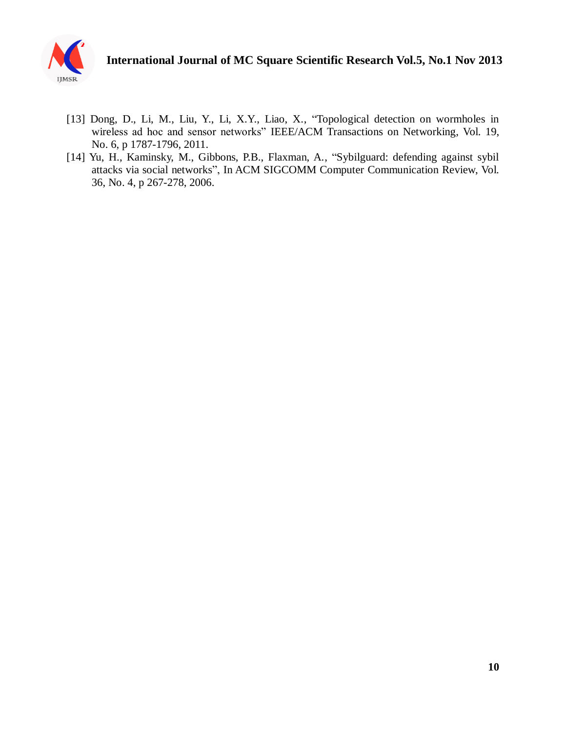[13] Dong, D., Li, M., Liu, Y., Li, X.Y., Liao, X., "Topological detection on wormholes in wireless ad hoc and sensor networks" IEEE/ACM Transactions on Networking, Vol. 19, No. 6, p 1787-1796, 2011.

[14] Yu, H., Kaminsky, M., Gibbons, P.B., Flaxman, A., "Sybilguard: defending against sybil attacks via social networks", In ACM SIGCOMM Computer Communication Review, Vol. 36, No. 4, p 267-278, 2006.